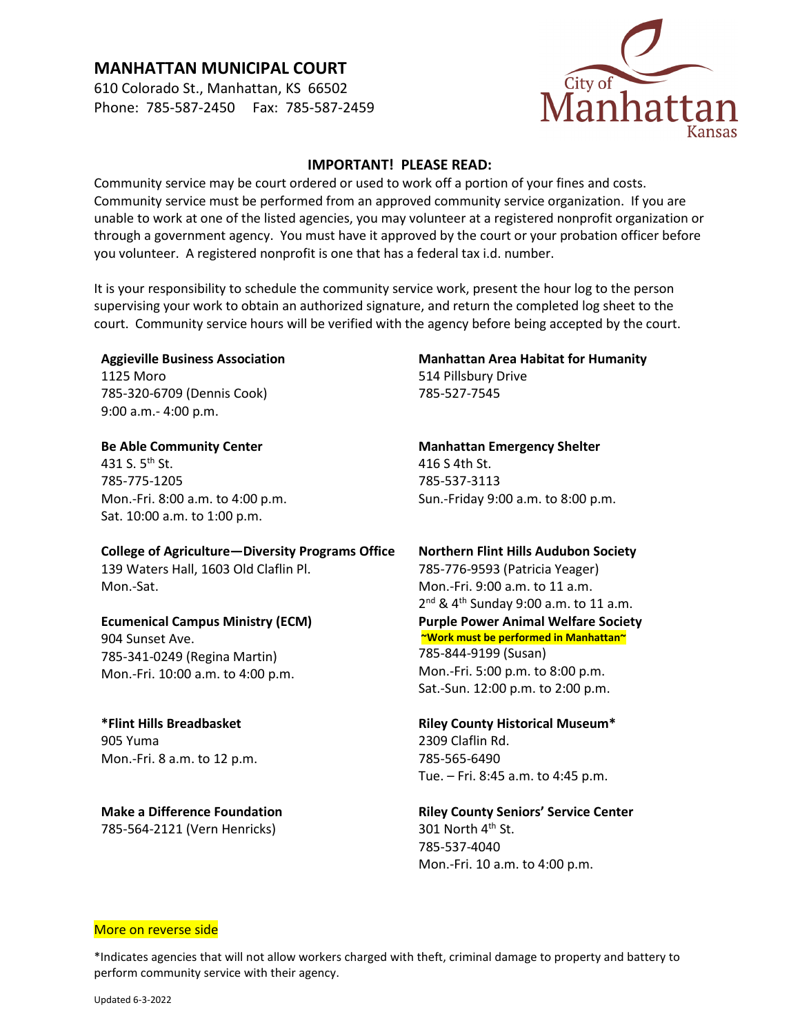## MANHATTAN MUNICIPAL COURT

610 Colorado St., Manhattan, KS 66502
Phone: 785-587-2450 Fax: 785-587-2459

City of Manhattan Kansas

### IMPORTANT! PLEASE READ:

Community service may be court ordered or used to work off a portion of your fines and costs. Community service must be performed from an approved community service organization. If you are unable to work at one of the listed agencies, you may volunteer at a registered nonprofit organization or through a government agency. You must have it approved by the court or your probation officer before you volunteer. A registered nonprofit is one that has a federal tax i.d. number.

It is your responsibility to schedule the community service work, present the hour log to the person supervising your work to obtain an authorized signature, and return the completed log sheet to the court. Community service hours will be verified with the agency before being accepted by the court.

**Aggieville Business Association**
1125 Moro
785-320-6709 (Dennis Cook)
9:00 a.m.- 4:00 p.m.

**Be Able Community Center**
431 S. 5th St.
785-775-1205
Mon.-Fri. 8:00 a.m. to 4:00 p.m.
Sat. 10:00 a.m. to 1:00 p.m.

**College of Agriculture—Diversity Programs Office**
139 Waters Hall, 1603 Old Claflin Pl.
Mon.-Sat.

**Ecumenical Campus Ministry (ECM)**
904 Sunset Ave.
785-341-0249 (Regina Martin)
Mon.-Fri. 10:00 a.m. to 4:00 p.m.

**\*Flint Hills Breadbasket**
905 Yuma
Mon.-Fri. 8 a.m. to 12 p.m.

**Make a Difference Foundation**
785-564-2121 (Vern Henricks)

**Manhattan Area Habitat for Humanity**
514 Pillsbury Drive
785-527-7545

**Manhattan Emergency Shelter**
416 S 4th St.
785-537-3113
Sun.-Friday 9:00 a.m. to 8:00 p.m.

**Northern Flint Hills Audubon Society**
785-776-9593 (Patricia Yeager)
Mon.-Fri. 9:00 a.m. to 11 a.m.
2nd & 4th Sunday 9:00 a.m. to 11 a.m.

**Purple Power Animal Welfare Society**
**~Work must be performed in Manhattan~**
785-844-9199 (Susan)
Mon.-Fri. 5:00 p.m. to 8:00 p.m.
Sat.-Sun. 12:00 p.m. to 2:00 p.m.

**Riley County Historical Museum\***
2309 Claflin Rd.
785-565-6490
Tue. – Fri. 8:45 a.m. to 4:45 p.m.

**Riley County Seniors' Service Center**
301 North 4th St.
785-537-4040
Mon.-Fri. 10 a.m. to 4:00 p.m.

More on reverse side

\*Indicates agencies that will not allow workers charged with theft, criminal damage to property and battery to perform community service with their agency.

Updated 6-3-2022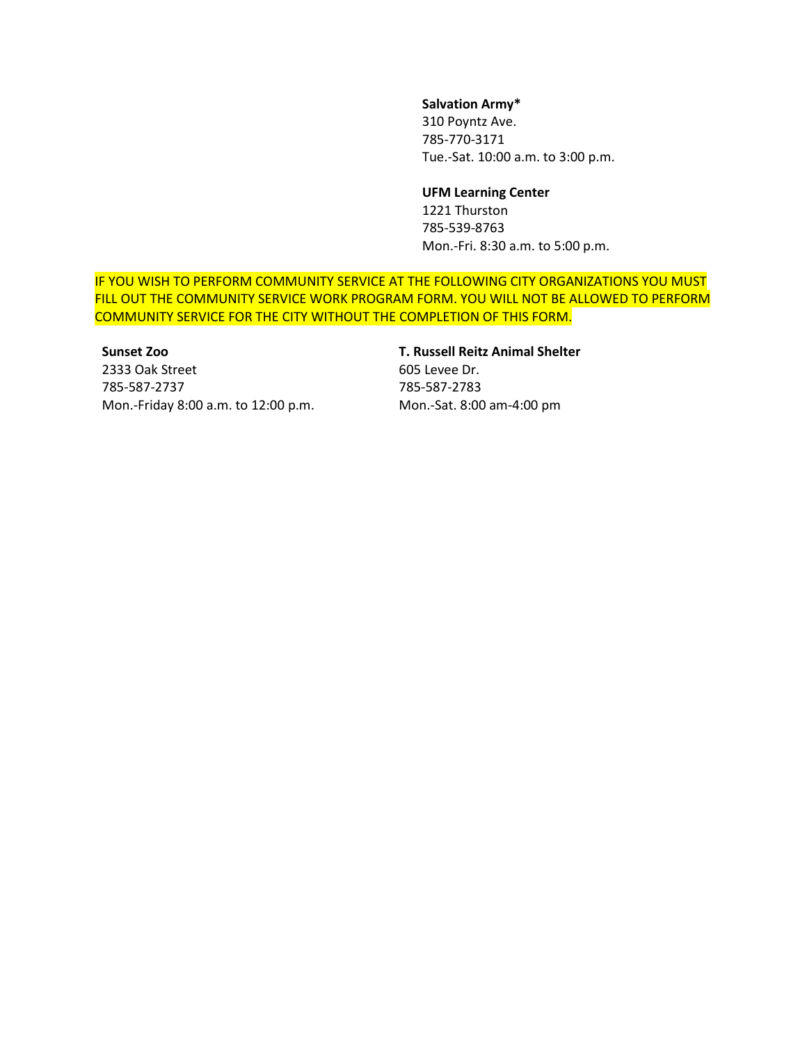**Salvation Army***
310 Poyntz Ave.
785-770-3171
Tue.-Sat. 10:00 a.m. to 3:00 p.m.

**UFM Learning Center**
1221 Thurston
785-539-8763
Mon.-Fri. 8:30 a.m. to 5:00 p.m.

IF YOU WISH TO PERFORM COMMUNITY SERVICE AT THE FOLLOWING CITY ORGANIZATIONS YOU MUST FILL OUT THE COMMUNITY SERVICE WORK PROGRAM FORM. YOU WILL NOT BE ALLOWED TO PERFORM COMMUNITY SERVICE FOR THE CITY WITHOUT THE COMPLETION OF THIS FORM.

**Sunset Zoo**
2333 Oak Street
785-587-2737
Mon.-Friday 8:00 a.m. to 12:00 p.m.

**T. Russell Reitz Animal Shelter**
605 Levee Dr.
785-587-2783
Mon.-Sat. 8:00 am-4:00 pm